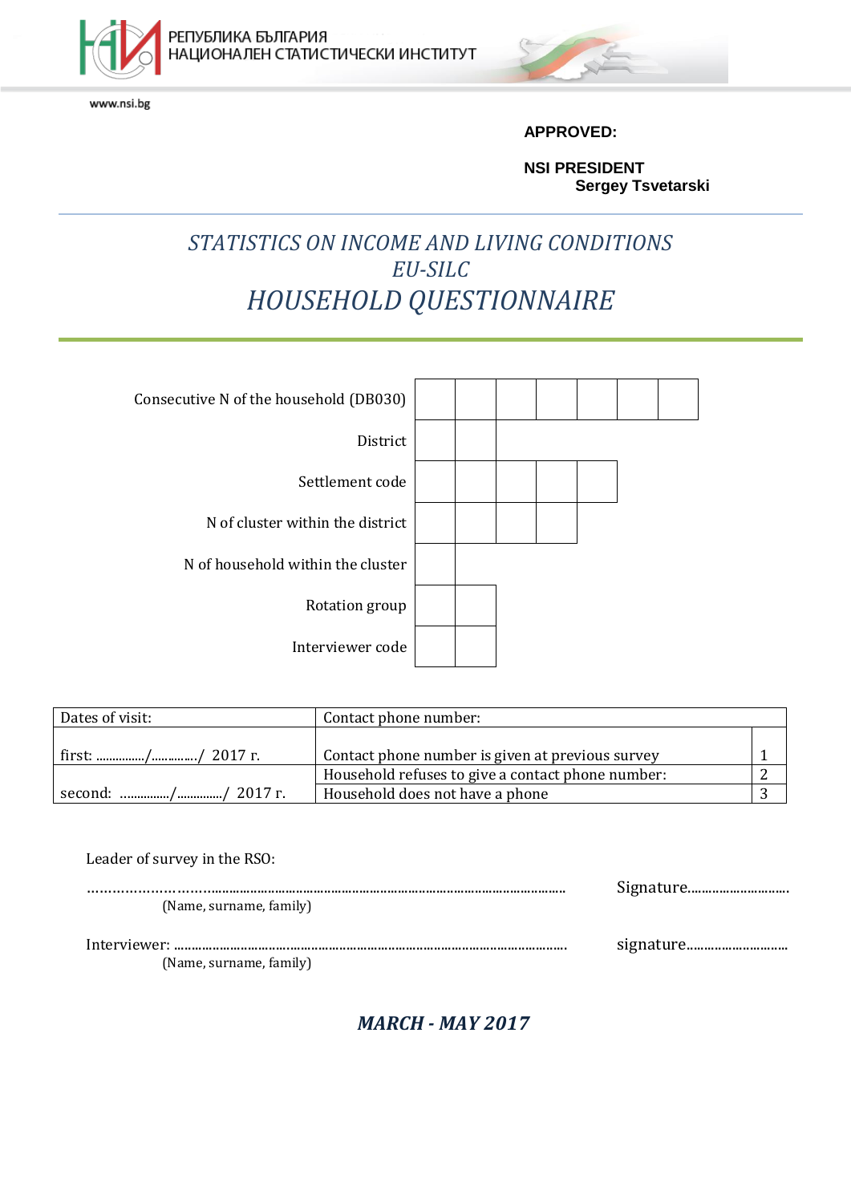РЕПУБЛИКА БЪЛГАРИЯ
НАЦИОНАЛЕН СТАТИСТИЧЕСКИ ИНСТИТУТ

www.nsi.bg

**APPROVED:**

**NSI PRESIDENT**
**Sergey Tsvetarski**

# *STATISTICS ON INCOME AND LIVING CONDITIONS*
# *EU-SILC*
# *HOUSEHOLD QUESTIONNAIRE*

| | | | | | | | |
|---|---|---|---|---|---|---|---|
| Consecutive N of the household (DB030) | | | | | | | |
| District | | | | | | | |
| Settlement code | | | | | | | |
| N of cluster within the district | | | | | | | |
| N of household within the cluster | | | | | | | |
| Rotation group | | | | | | | |
| Interviewer code | | | | | | | |

| Dates of visit: | Contact phone number: | |
|---|---|---|
| first: ............../............./ 2017 г. | Contact phone number is given at previous survey | 1 |
| | Household refuses to give a contact phone number: | 2 |
| second: ............../............./ 2017 г. | Household does not have a phone | 3 |

Leader of survey in the RSO:

.......................................................................................................................... Signature.............................
(Name, surname, family)

Interviewer: ............................................................................................................. signature.............................
(Name, surname, family)

***MARCH - MAY 2017***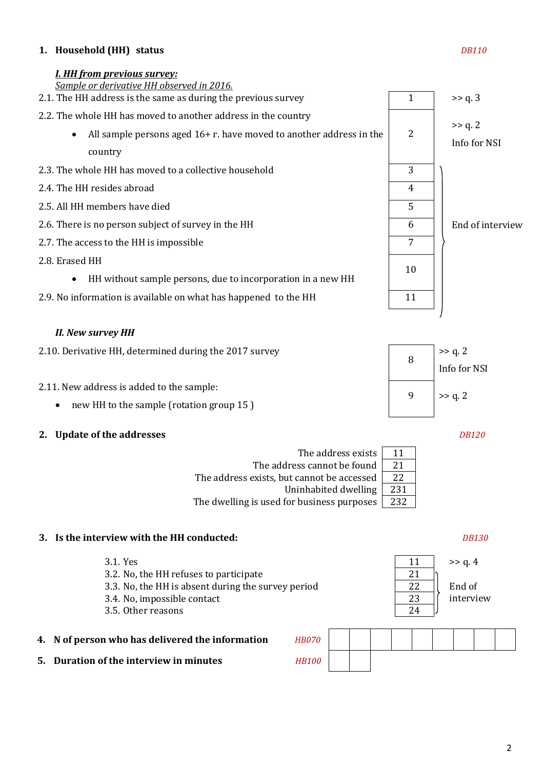## 1. Household (HH) status

*DB110*

***I. HH from previous survey:***
*Sample or derivative HH observed in 2016.*

| | Code | |
|---|---|---|
| 2.1. The HH address is the same as during the previous survey | 1 | >> q. 3 |
| 2.2. The whole HH has moved to another address in the country<br>• All sample persons aged 16+ r. have moved to another address in the country | 2 | >> q. 2<br>Info for NSI |
| 2.3. The whole HH has moved to a collective household | 3 | End of interview |
| 2.4. The HH resides abroad | 4 | End of interview |
| 2.5. All HH members have died | 5 | End of interview |
| 2.6. There is no person subject of survey in the HH | 6 | End of interview |
| 2.7. The access to the HH is impossible | 7 | End of interview |
| 2.8. Erased HH<br>• HH without sample persons, due to incorporation in a new HH | 10 | End of interview |
| 2.9. No information is available on what has happened to the HH | 11 | End of interview |

***II. New survey HH***

| | Code | |
|---|---|---|
| 2.10. Derivative HH, determined during the 2017 survey | 8 | >> q. 2<br>Info for NSI |
| 2.11. New address is added to the sample:<br>• new HH to the sample (rotation group 15 ) | 9 | >> q. 2 |

## 2. Update of the addresses

*DB120*

| | Code |
|---|---|
| The address exists | 11 |
| The address cannot be found | 21 |
| The address exists, but cannot be accessed | 22 |
| Uninhabited dwelling | 231 |
| The dwelling is used for business purposes | 232 |

## 3. Is the interview with the HH conducted:

*DB130*

| | Code | |
|---|---|---|
| 3.1. Yes | 11 | >> q. 4 |
| 3.2. No, the HH refuses to participate | 21 | End of interview |
| 3.3. No, the HH is absent during the survey period | 22 | End of interview |
| 3.4. No, impossible contact | 23 | End of interview |
| 3.5. Other reasons | 24 | End of interview |

**4. N of person who has delivered the information** *HB070* | | | | | | | | | |

**5. Duration of the interview in minutes** *HB100* | | |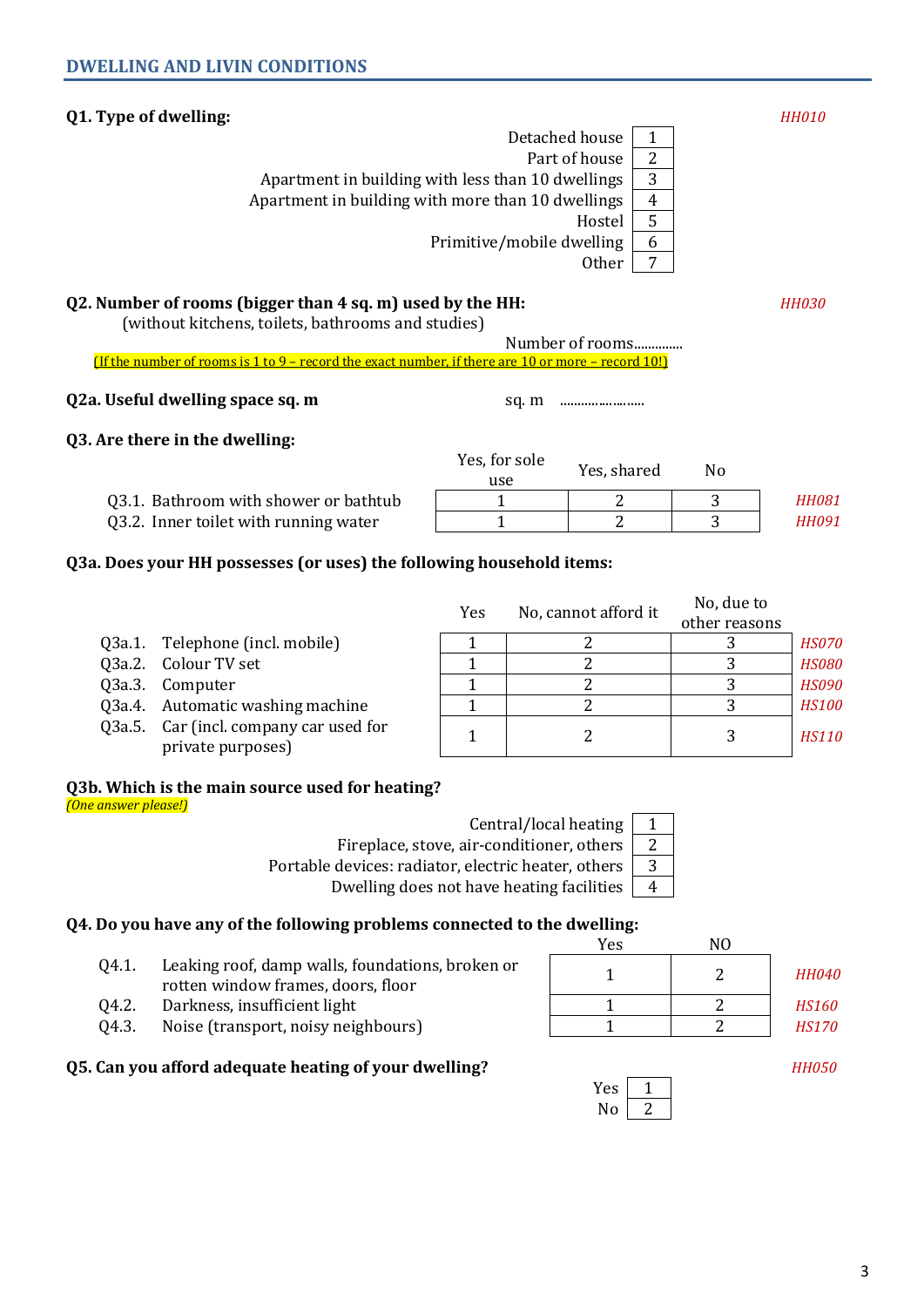## DWELLING AND LIVIN CONDITIONS

**Q1. Type of dwelling:** *HH010*

| Option | Code |
|---|---|
| Detached house | 1 |
| Part of house | 2 |
| Apartment in building with less than 10 dwellings | 3 |
| Apartment in building with more than 10 dwellings | 4 |
| Hostel | 5 |
| Primitive/mobile dwelling | 6 |
| Other | 7 |

**Q2. Number of rooms (bigger than 4 sq. m) used by the HH:** *HH030*

(without kitchens, toilets, bathrooms and studies)

Number of rooms.............

(If the number of rooms is 1 to 9 – record the exact number, if there are 10 or more – record 10!)

**Q2a. Useful dwelling space sq. m** sq. m ......................

**Q3. Are there in the dwelling:**

| | Yes, for sole use | Yes, shared | No | |
|---|---|---|---|---|
| Q3.1. Bathroom with shower or bathtub | 1 | 2 | 3 | *HH081* |
| Q3.2. Inner toilet with running water | 1 | 2 | 3 | *HH091* |

**Q3a. Does your HH possesses (or uses) the following household items:**

| | | Yes | No, cannot afford it | No, due to other reasons | |
|---|---|---|---|---|---|
| Q3a.1. | Telephone (incl. mobile) | 1 | 2 | 3 | *HS070* |
| Q3a.2. | Colour TV set | 1 | 2 | 3 | *HS080* |
| Q3a.3. | Computer | 1 | 2 | 3 | *HS090* |
| Q3a.4. | Automatic washing machine | 1 | 2 | 3 | *HS100* |
| Q3a.5. | Car (incl. company car used for private purposes) | 1 | 2 | 3 | *HS110* |

**Q3b. Which is the main source used for heating?**

*(One answer please!)*

| Option | Code |
|---|---|
| Central/local heating | 1 |
| Fireplace, stove, air-conditioner, others | 2 |
| Portable devices: radiator, electric heater, others | 3 |
| Dwelling does not have heating facilities | 4 |

**Q4. Do you have any of the following problems connected to the dwelling:**

| | | Yes | NO | |
|---|---|---|---|---|
| Q4.1. | Leaking roof, damp walls, foundations, broken or rotten window frames, doors, floor | 1 | 2 | *HH040* |
| Q4.2. | Darkness, insufficient light | 1 | 2 | *HS160* |
| Q4.3. | Noise (transport, noisy neighbours) | 1 | 2 | *HS170* |

**Q5. Can you afford adequate heating of your dwelling?** *HH050*

| Option | Code |
|---|---|
| Yes | 1 |
| No | 2 |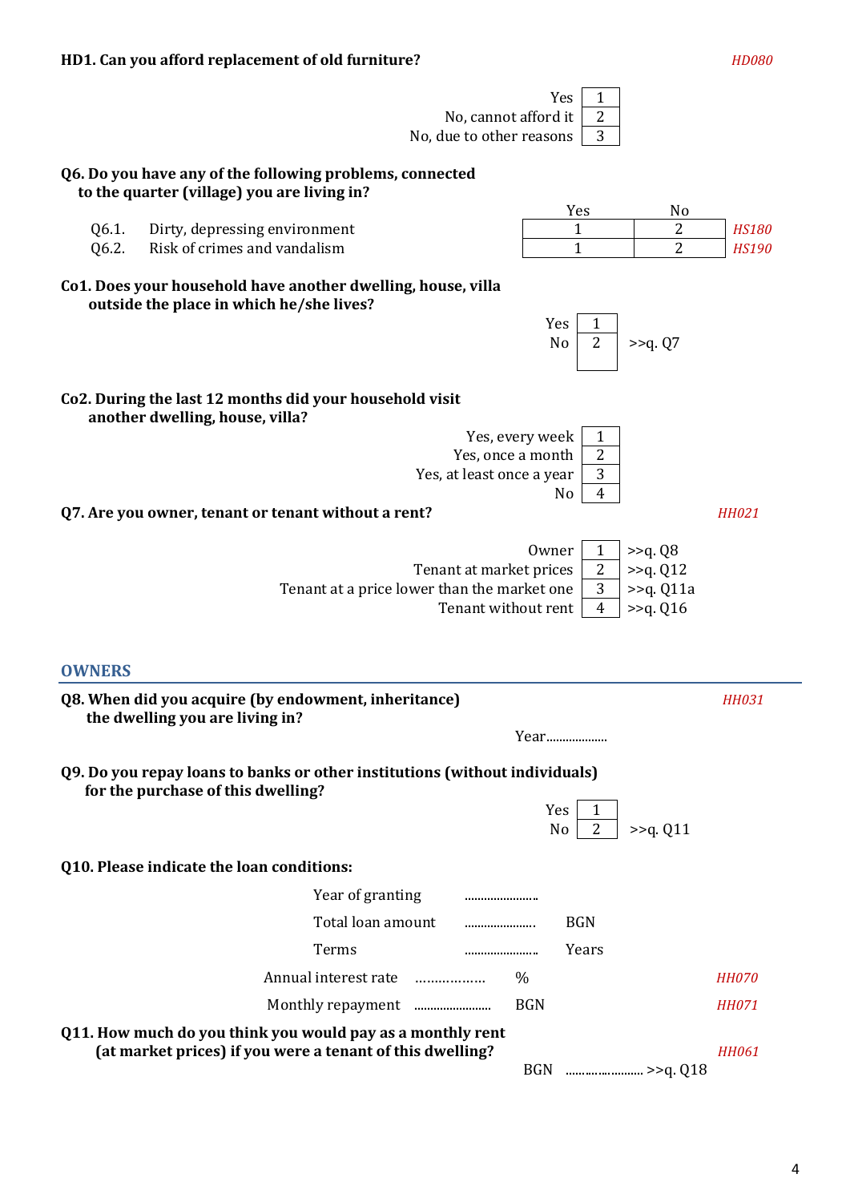**HD1. Can you afford replacement of old furniture?** *HD080*

| | |
|---|---|
| Yes | 1 |
| No, cannot afford it | 2 |
| No, due to other reasons | 3 |

**Q6. Do you have any of the following problems, connected to the quarter (village) you are living in?**

| | | Yes | No | |
|---|---|---|---|---|
| Q6.1. | Dirty, depressing environment | 1 | 2 | *HS180* |
| Q6.2. | Risk of crimes and vandalism | 1 | 2 | *HS190* |

**Co1. Does your household have another dwelling, house, villa outside the place in which he/she lives?**

| | | |
|---|---|---|
| Yes | 1 | |
| No | 2 | >>q. Q7 |

**Co2. During the last 12 months did your household visit another dwelling, house, villa?**

| | |
|---|---|
| Yes, every week | 1 |
| Yes, once a month | 2 |
| Yes, at least once a year | 3 |
| No | 4 |

**Q7. Are you owner, tenant or tenant without a rent?** *HH021*

| | | |
|---|---|---|
| Owner | 1 | >>q. Q8 |
| Tenant at market prices | 2 | >>q. Q12 |
| Tenant at a price lower than the market one | 3 | >>q. Q11a |
| Tenant without rent | 4 | >>q. Q16 |

## OWNERS

**Q8. When did you acquire (by endowment, inheritance) the dwelling you are living in?** *HH031*

Year..................

**Q9. Do you repay loans to banks or other institutions (without individuals) for the purchase of this dwelling?**

| | | |
|---|---|---|
| Yes | 1 | |
| No | 2 | >>q. Q11 |

**Q10. Please indicate the loan conditions:**

Year of granting .....................

Total loan amount ..................... BGN

Terms ..................... Years

Annual interest rate ................. % *HH070*

Monthly repayment ...................... BGN *HH071*

**Q11. How much do you think you would pay as a monthly rent (at market prices) if you were a tenant of this dwelling?** *HH061*

BGN ........................ >>q. Q18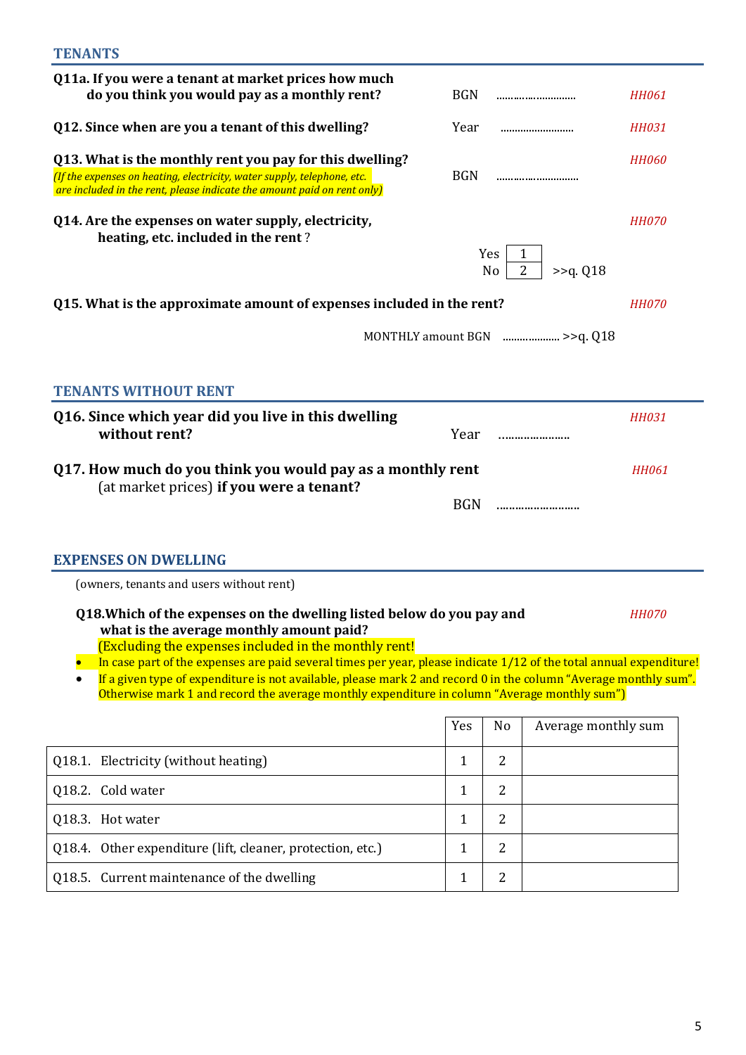## TENANTS

**Q11a. If you were a tenant at market prices how much do you think you would pay as a monthly rent?** BGN ........................ *HH061*

**Q12. Since when are you a tenant of this dwelling?** Year ........................ *HH031*

**Q13. What is the monthly rent you pay for this dwelling?** *HH060*
*(If the expenses on heating, electricity, water supply, telephone, etc. are included in the rent, please indicate the amount paid on rent only)* BGN ........................

**Q14. Are the expenses on water supply, electricity, heating, etc. included in the rent** ? *HH070*

Yes | 1 |
No | 2 | >>q. Q18

**Q15. What is the approximate amount of expenses included in the rent?** *HH070*

MONTHLY amount BGN .................. >>q. Q18

## TENANTS WITHOUT RENT

**Q16. Since which year did you live in this dwelling without rent?** Year ..................... *HH031*

**Q17. How much do you think you would pay as a monthly rent** (at market prices) **if you were a tenant?** *HH061*

BGN ........................

## EXPENSES ON DWELLING

(owners, tenants and users without rent)

**Q18.Which of the expenses on the dwelling listed below do you pay and what is the average monthly amount paid?** *HH070*
(Excluding the expenses included in the monthly rent!

- In case part of the expenses are paid several times per year, please indicate 1/12 of the total annual expenditure!
- If a given type of expenditure is not available, please mark 2 and record 0 in the column "Average monthly sum". Otherwise mark 1 and record the average monthly expenditure in column "Average monthly sum")

| | Yes | No | Average monthly sum |
|---|---|---|---|
| Q18.1. Electricity (without heating) | 1 | 2 | |
| Q18.2. Cold water | 1 | 2 | |
| Q18.3. Hot water | 1 | 2 | |
| Q18.4. Other expenditure (lift, cleaner, protection, etc.) | 1 | 2 | |
| Q18.5. Current maintenance of the dwelling | 1 | 2 | |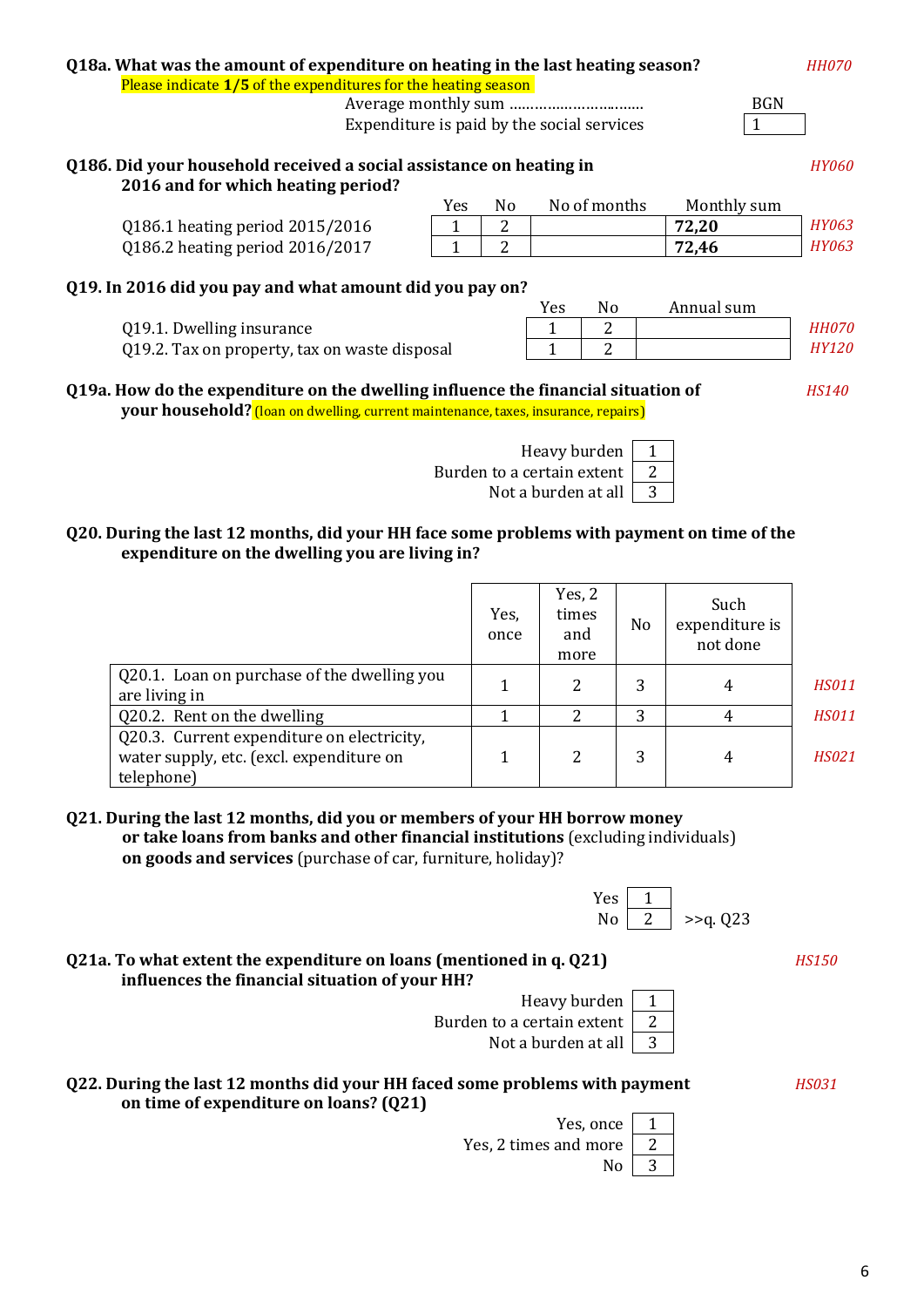**Q18a. What was the amount of expenditure on heating in the last heating season?** *HH070*

Please indicate **1/5** of the expenditures for the heating season

| | BGN |
|---|---|
| Average monthly sum ……………………….…… | |
| Expenditure is paid by the social services | 1 |

**Q186. Did your household received a social assistance on heating in 2016 and for which heating period?** *HY060*

| | Yes | No | No of months | Monthly sum | |
|---|---|---|---|---|---|
| Q186.1 heating period 2015/2016 | 1 | 2 | | **72,20** | *HY063* |
| Q186.2 heating period 2016/2017 | 1 | 2 | | **72,46** | *HY063* |

**Q19. In 2016 did you pay and what amount did you pay on?**

| | Yes | No | Annual sum | |
|---|---|---|---|---|
| Q19.1. Dwelling insurance | 1 | 2 | | *HH070* |
| Q19.2. Tax on property, tax on waste disposal | 1 | 2 | | *HY120* |

**Q19a. How do the expenditure on the dwelling influence the financial situation of your household?** (loan on dwelling, current maintenance, taxes, insurance, repairs) *HS140*

| | |
|---|---|
| Heavy burden | 1 |
| Burden to a certain extent | 2 |
| Not a burden at all | 3 |

**Q20. During the last 12 months, did your HH face some problems with payment on time of the expenditure on the dwelling you are living in?**

| | Yes, once | Yes, 2 times and more | No | Such expenditure is not done | |
|---|---|---|---|---|---|
| Q20.1. Loan on purchase of the dwelling you are living in | 1 | 2 | 3 | 4 | *HS011* |
| Q20.2. Rent on the dwelling | 1 | 2 | 3 | 4 | *HS011* |
| Q20.3. Current expenditure on electricity, water supply, etc. (excl. expenditure on telephone) | 1 | 2 | 3 | 4 | *HS021* |

**Q21. During the last 12 months, did you or members of your HH borrow money or take loans from banks and other financial institutions** (excluding individuals) **on goods and services** (purchase of car, furniture, holiday)?

| | | |
|---|---|---|
| Yes | 1 | |
| No | 2 | >>q. Q23 |

**Q21a. To what extent the expenditure on loans (mentioned in q. Q21) influences the financial situation of your HH?** *HS150*

| | |
|---|---|
| Heavy burden | 1 |
| Burden to a certain extent | 2 |
| Not a burden at all | 3 |

**Q22. During the last 12 months did your HH faced some problems with payment on time of expenditure on loans? (Q21)** *HS031*

| | |
|---|---|
| Yes, once | 1 |
| Yes, 2 times and more | 2 |
| No | 3 |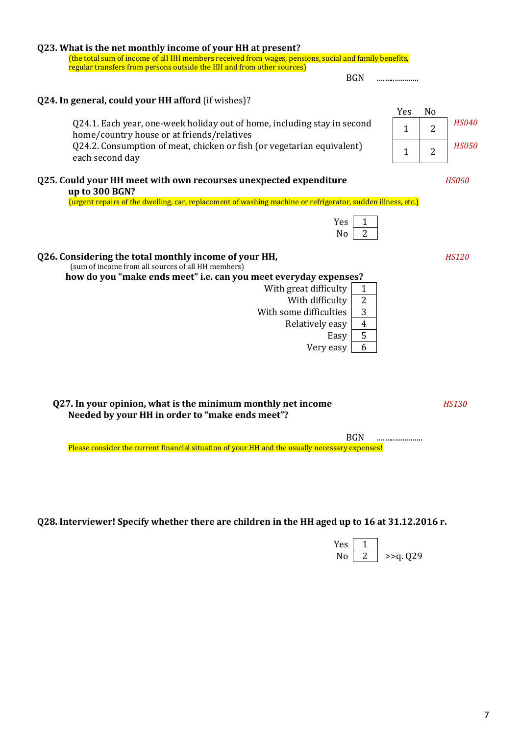**Q23. What is the net monthly income of your HH at present?**

(the total sum of income of all HH members received from wages, pensions, social and family benefits, regular transfers from persons outside the HH and from other sources)

BGN ………………..

**Q24. In general, could your HH afford** (if wishes)?

| | Yes | No | |
|---|---|---|---|
| Q24.1. Each year, one-week holiday out of home, including stay in second home/country house or at friends/relatives | 1 | 2 | *HS040* |
| Q24.2. Consumption of meat, chicken or fish (or vegetarian equivalent) each second day | 1 | 2 | *HS050* |

**Q25. Could your HH meet with own recourses unexpected expenditure up to 300 BGN?** *HS060*

(urgent repairs of the dwelling, car, replacement of washing machine or refrigerator, sudden illness, etc.)

| | |
|---|---|
| Yes | 1 |
| No | 2 |

**Q26. Considering the total monthly income of your HH,** *HS120*

(sum of income from all sources of all HH members)

**how do you "make ends meet" i.e. can you meet everyday expenses?**

| | |
|---|---|
| With great difficulty | 1 |
| With difficulty | 2 |
| With some difficulties | 3 |
| Relatively easy | 4 |
| Easy | 5 |
| Very easy | 6 |

**Q27. In your opinion, what is the minimum monthly net income Needed by your HH in order to "make ends meet"?** *HS130*

BGN ……………………

Please consider the current financial situation of your HH and the usually necessary expenses!

**Q28. Interviewer! Specify whether there are children in the HH aged up to 16 at 31.12.2016 г.**

| | | |
|---|---|---|
| Yes | 1 | |
| No | 2 | >>q. Q29 |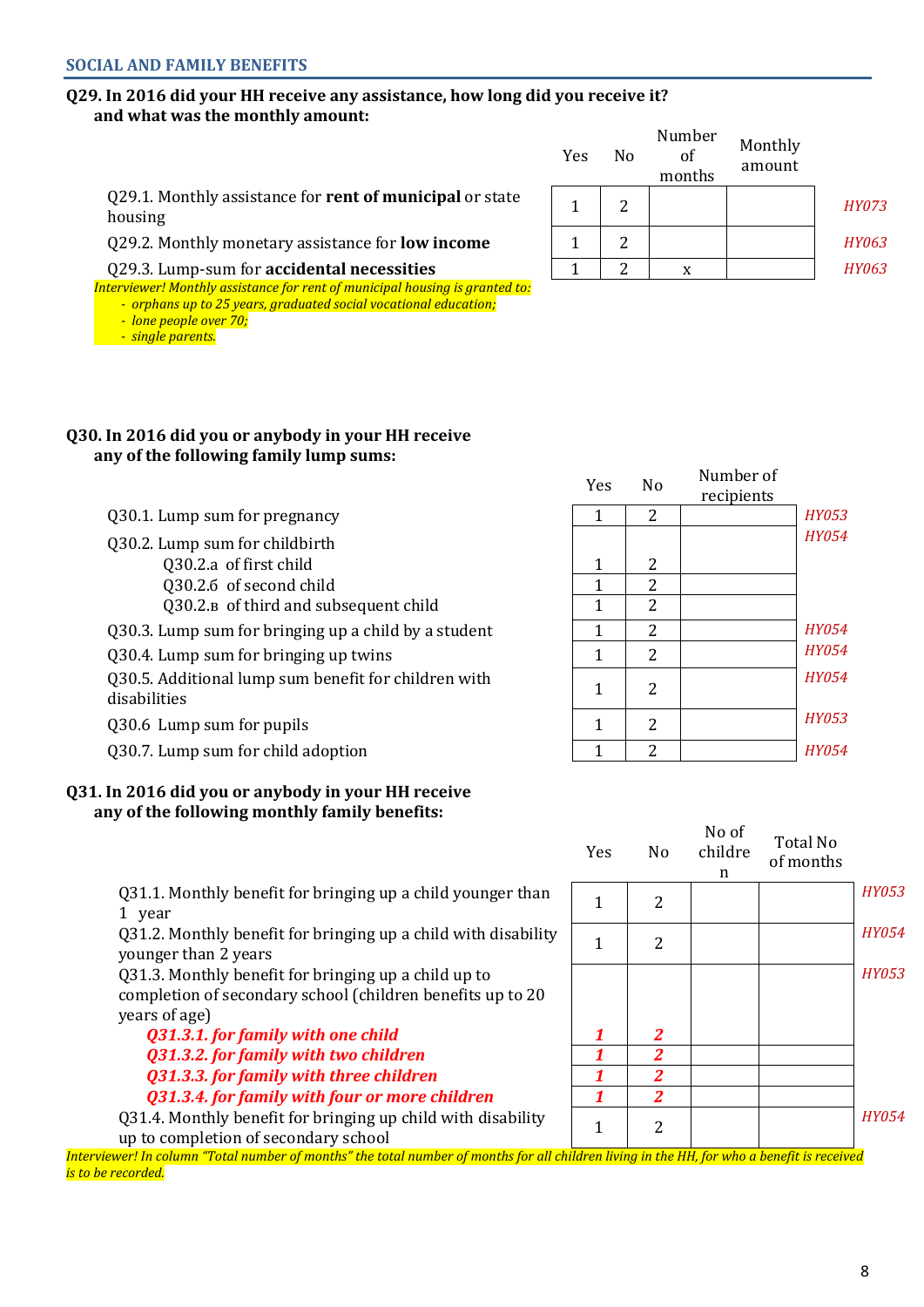## SOCIAL AND FAMILY BENEFITS

**Q29. In 2016 did your HH receive any assistance, how long did you receive it? and what was the monthly amount:**

| | Yes | No | Number of months | Monthly amount | |
|---|---|---|---|---|---|
| Q29.1. Monthly assistance for **rent of municipal** or state housing | 1 | 2 | | | *HY073* |
| Q29.2. Monthly monetary assistance for **low income** | 1 | 2 | | | *HY063* |
| Q29.3. Lump-sum for **accidental necessities** | 1 | 2 | x | | *HY063* |

*Interviewer! Monthly assistance for rent of municipal housing is granted to:*
- *orphans up to 25 years, graduated social vocational education;*
- *lone people over 70;*
- *single parents.*

**Q30. In 2016 did you or anybody in your HH receive any of the following family lump sums:**

| | Yes | No | Number of recipients | |
|---|---|---|---|---|
| Q30.1. Lump sum for pregnancy | 1 | 2 | | *HY053* |
| Q30.2. Lump sum for childbirth | | | | *HY054* |
| Q30.2.a of first child | 1 | 2 | | |
| Q30.2.б of second child | 1 | 2 | | |
| Q30.2.в of third and subsequent child | 1 | 2 | | |
| Q30.3. Lump sum for bringing up a child by a student | 1 | 2 | | *HY054* |
| Q30.4. Lump sum for bringing up twins | 1 | 2 | | *HY054* |
| Q30.5. Additional lump sum benefit for children with disabilities | 1 | 2 | | *HY054* |
| Q30.6 Lump sum for pupils | 1 | 2 | | *HY053* |
| Q30.7. Lump sum for child adoption | 1 | 2 | | *HY054* |

**Q31. In 2016 did you or anybody in your HH receive any of the following monthly family benefits:**

| | Yes | No | No of children | Total No of months | |
|---|---|---|---|---|---|
| Q31.1. Monthly benefit for bringing up a child younger than 1 year | 1 | 2 | | | *HY053* |
| Q31.2. Monthly benefit for bringing up a child with disability younger than 2 years | 1 | 2 | | | *HY054* |
| Q31.3. Monthly benefit for bringing up a child up to completion of secondary school (children benefits up to 20 years of age) | | | | | *HY053* |
| ***Q31.3.1. for family with one child*** | ***1*** | ***2*** | | | |
| ***Q31.3.2. for family with two children*** | ***1*** | ***2*** | | | |
| ***Q31.3.3. for family with three children*** | ***1*** | ***2*** | | | |
| ***Q31.3.4. for family with four or more children*** | ***1*** | ***2*** | | | |
| Q31.4. Monthly benefit for bringing up child with disability up to completion of secondary school | 1 | 2 | | | *HY054* |

*Interviewer! In column "Total number of months" the total number of months for all children living in the HH, for who a benefit is received is to be recorded.*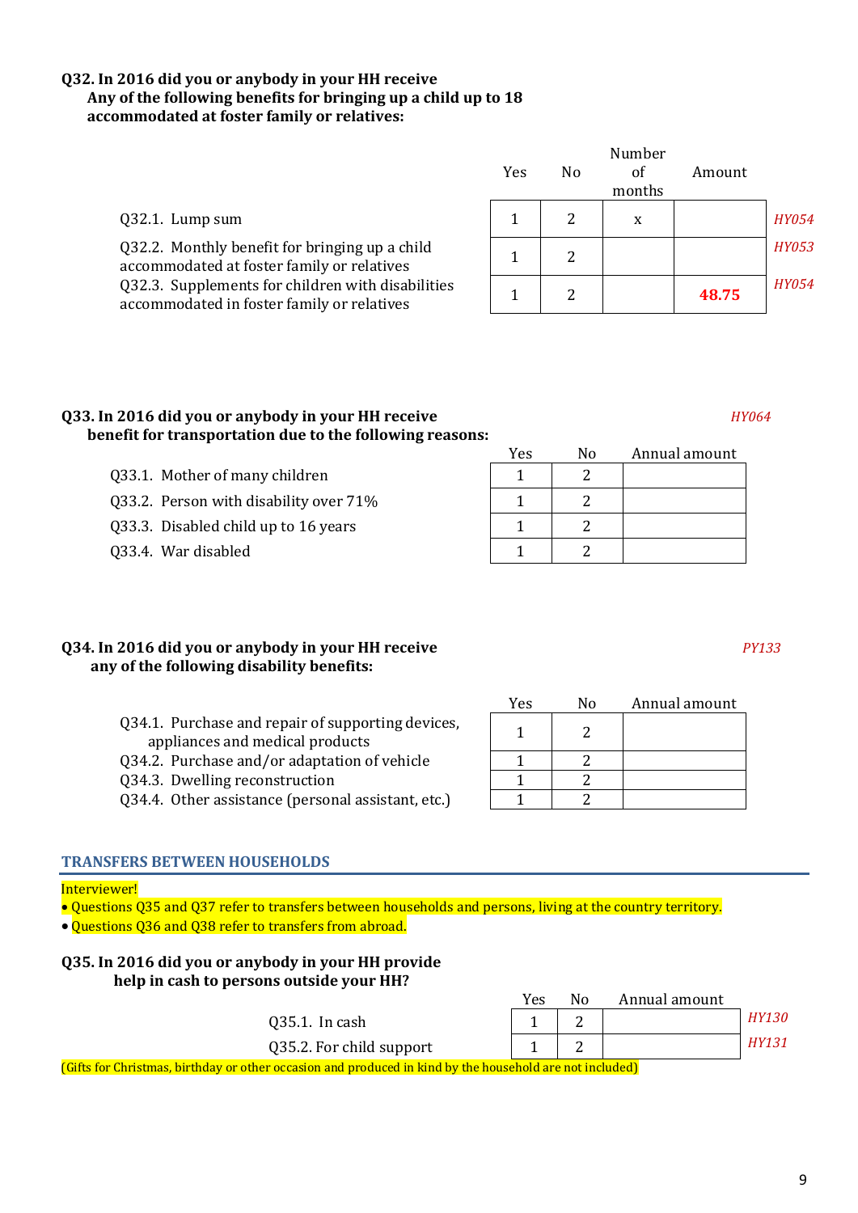**Q32. In 2016 did you or anybody in your HH receive**
**Any of the following benefits for bringing up a child up to 18 accommodated at foster family or relatives:**

| | Yes | No | Number of months | Amount | |
|---|---|---|---|---|---|
| Q32.1. Lump sum | 1 | 2 | x | | *HY054* |
| Q32.2. Monthly benefit for bringing up a child accommodated at foster family or relatives | 1 | 2 | | | *HY053* |
| Q32.3. Supplements for children with disabilities accommodated in foster family or relatives | 1 | 2 | | **48.75** | *HY054* |

**Q33. In 2016 did you or anybody in your HH receive benefit for transportation due to the following reasons:** *HY064*

| | Yes | No | Annual amount |
|---|---|---|---|
| Q33.1. Mother of many children | 1 | 2 | |
| Q33.2. Person with disability over 71% | 1 | 2 | |
| Q33.3. Disabled child up to 16 years | 1 | 2 | |
| Q33.4. War disabled | 1 | 2 | |

**Q34. In 2016 did you or anybody in your HH receive any of the following disability benefits:** *PY133*

| | Yes | No | Annual amount |
|---|---|---|---|
| Q34.1. Purchase and repair of supporting devices, appliances and medical products | 1 | 2 | |
| Q34.2. Purchase and/or adaptation of vehicle | 1 | 2 | |
| Q34.3. Dwelling reconstruction | 1 | 2 | |
| Q34.4. Other assistance (personal assistant, etc.) | 1 | 2 | |

## TRANSFERS BETWEEN HOUSEHOLDS

Interviewer!

- Questions Q35 and Q37 refer to transfers between households and persons, living at the country territory.
- Questions Q36 and Q38 refer to transfers from abroad.

**Q35. In 2016 did you or anybody in your HH provide help in cash to persons outside your HH?**

| | Yes | No | Annual amount | |
|---|---|---|---|---|
| Q35.1. In cash | 1 | 2 | | *HY130* |
| Q35.2. For child support | 1 | 2 | | *HY131* |

(Gifts for Christmas, birthday or other occasion and produced in kind by the household are not included)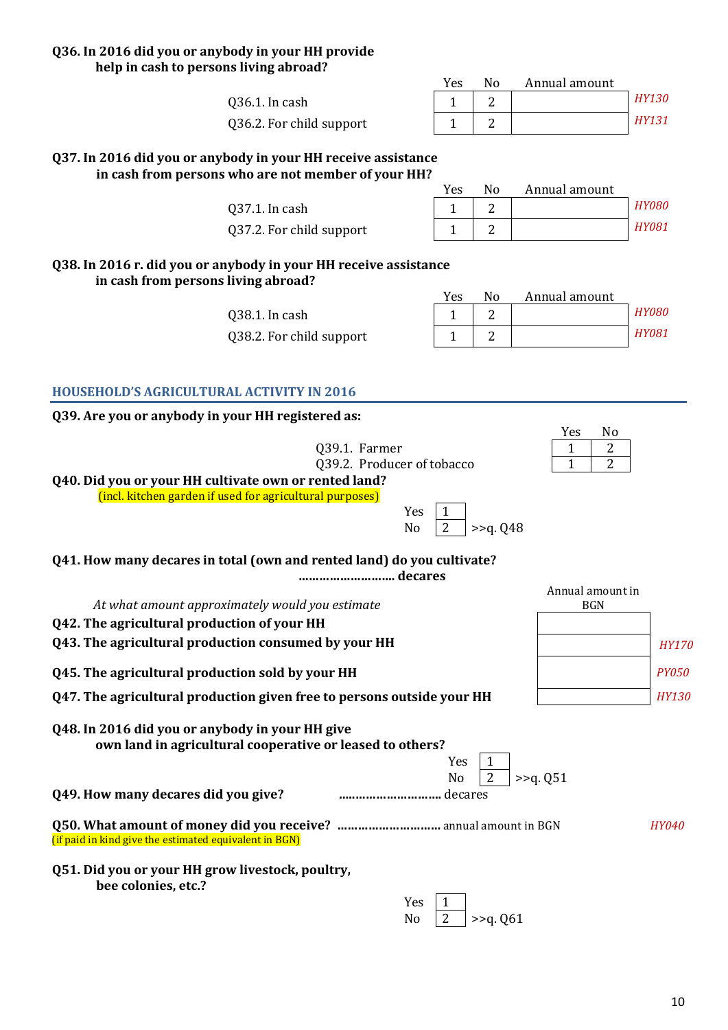**Q36. In 2016 did you or anybody in your HH provide help in cash to persons living abroad?**

| | Yes | No | Annual amount | |
|---|---|---|---|---|
| Q36.1. In cash | 1 | 2 | | *HY130* |
| Q36.2. For child support | 1 | 2 | | *HY131* |

**Q37. In 2016 did you or anybody in your HH receive assistance in cash from persons who are not member of your HH?**

| | Yes | No | Annual amount | |
|---|---|---|---|---|
| Q37.1. In cash | 1 | 2 | | *HY080* |
| Q37.2. For child support | 1 | 2 | | *HY081* |

**Q38. In 2016 r. did you or anybody in your HH receive assistance in cash from persons living abroad?**

| | Yes | No | Annual amount | |
|---|---|---|---|---|
| Q38.1. In cash | 1 | 2 | | *HY080* |
| Q38.2. For child support | 1 | 2 | | *HY081* |

## HOUSEHOLD'S AGRICULTURAL ACTIVITY IN 2016

**Q39. Are you or anybody in your HH registered as:**

| | Yes | No |
|---|---|---|
| Q39.1. Farmer | 1 | 2 |
| Q39.2. Producer of tobacco | 1 | 2 |

**Q40. Did you or your HH cultivate own or rented land?**
(incl. kitchen garden if used for agricultural purposes)

Yes 1
No 2 >>q. Q48

**Q41. How many decares in total (own and rented land) do you cultivate?**
**……………………… decares**

*At what amount approximately would you estimate*

| | Annual amount in BGN | |
|---|---|---|
| **Q42. The agricultural production of your HH** | | |
| **Q43. The agricultural production consumed by your HH** | | *HY170* |
| **Q45. The agricultural production sold by your HH** | | *PY050* |
| **Q47. The agricultural production given free to persons outside your HH** | | *HY130* |

**Q48. In 2016 did you or anybody in your HH give own land in agricultural cooperative or leased to others?**

Yes 1
No 2 >>q. Q51

**Q49. How many decares did you give?** ………………………… decares

**Q50. What amount of money did you receive?** ………………………… annual amount in BGN *HY040*
(if paid in kind give the estimated equivalent in BGN)

**Q51. Did you or your HH grow livestock, poultry, bee colonies, etc.?**

Yes 1
No 2 >>q. Q61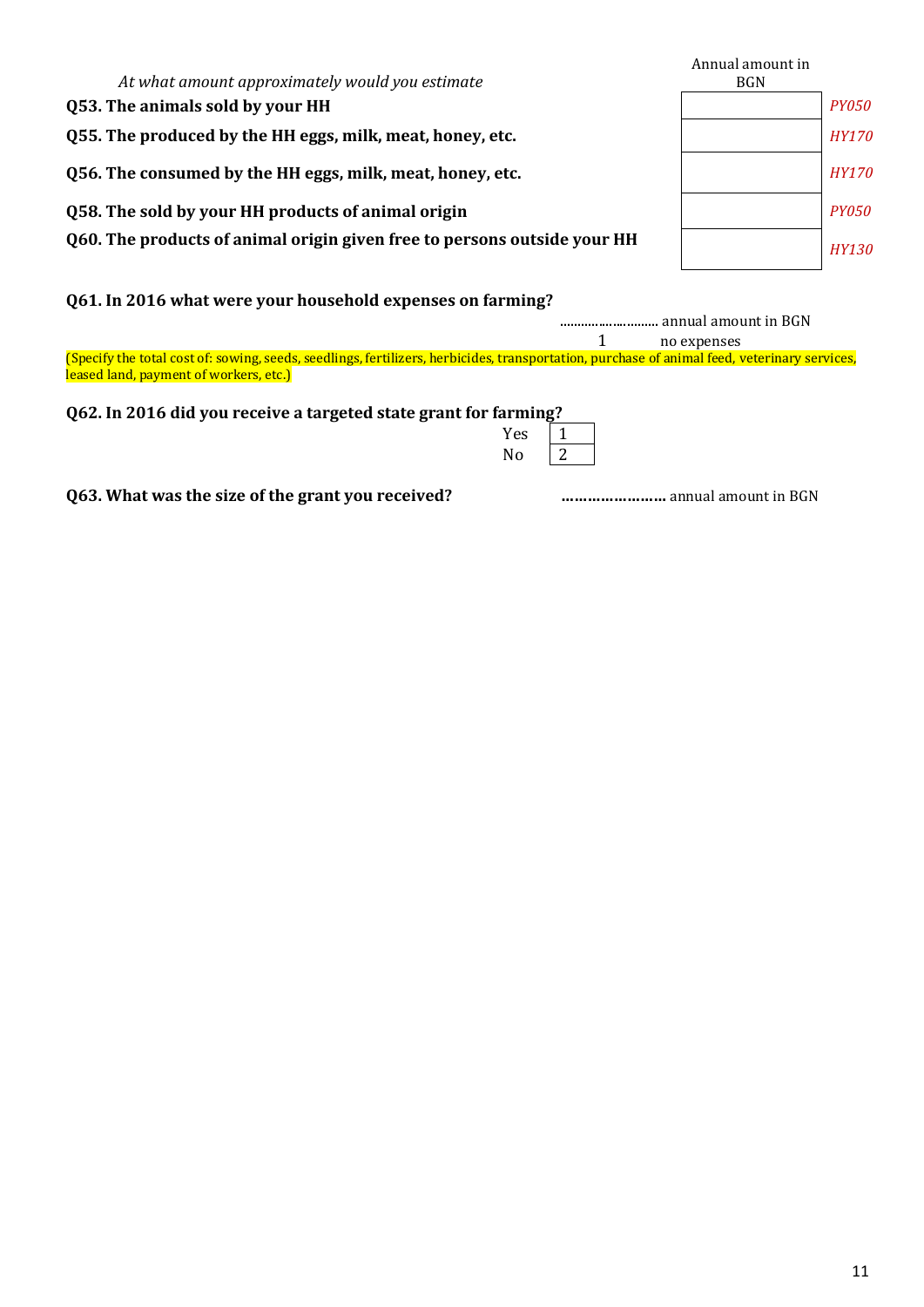*At what amount approximately would you estimate*

| | Annual amount in BGN | |
|---|---|---|
| **Q53. The animals sold by your HH** | | *PY050* |
| **Q55. The produced by the HH eggs, milk, meat, honey, etc.** | | *HY170* |
| **Q56. The consumed by the HH eggs, milk, meat, honey, etc.** | | *HY170* |
| **Q58. The sold by your HH products of animal origin** | | *PY050* |
| **Q60. The products of animal origin given free to persons outside your HH** | | *HY130* |

**Q61. In 2016 what were your household expenses on farming?**

……………………… annual amount in BGN

1 no expenses

(Specify the total cost of: sowing, seeds, seedlings, fertilizers, herbicides, transportation, purchase of animal feed, veterinary services, leased land, payment of workers, etc.)

**Q62. In 2016 did you receive a targeted state grant for farming?**

| | |
|---|---|
| Yes | 1 |
| No | 2 |

**Q63. What was the size of the grant you received?** …………………… annual amount in BGN